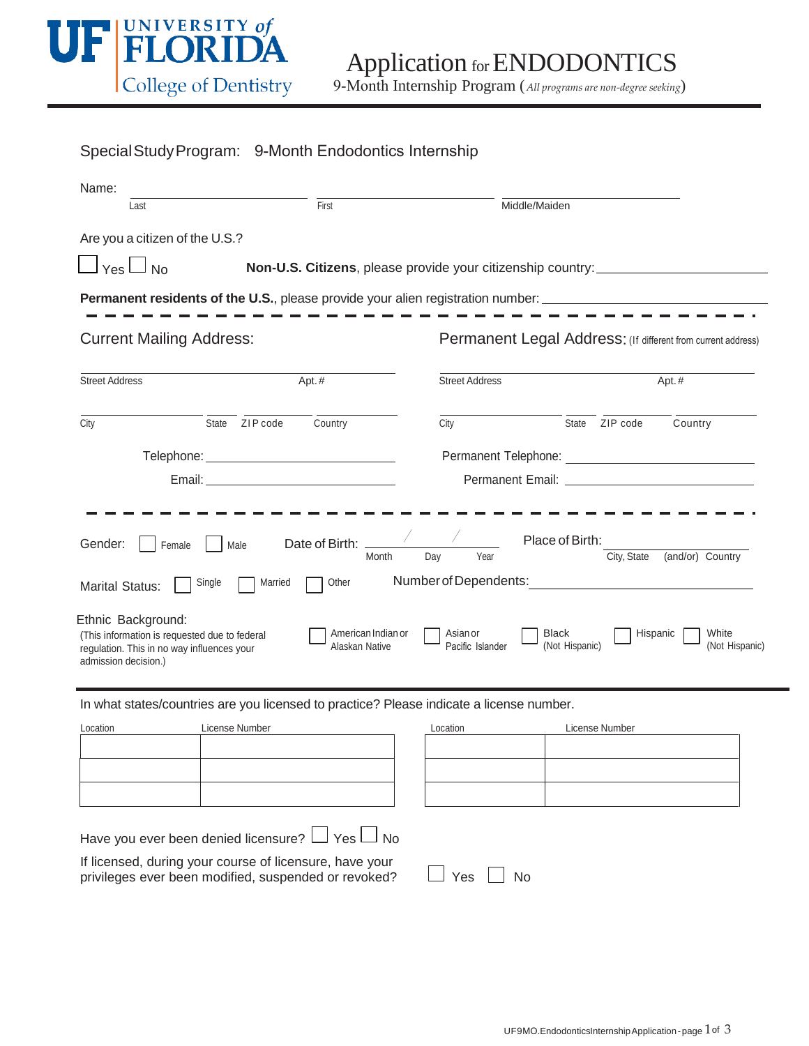UNIVERSITY of FLORIDA
College of Dentistry

# Application for ENDODONTICS

9-Month Internship Program (*All programs are non-degree seeking*)

Special Study Program: 9-Month Endodontics Internship

Name: ______________________ ______________________ ______________________
Last First Middle/Maiden

Are you a citizen of the U.S.?

☐ Yes ☐ No **Non-U.S. Citizens**, please provide your citizenship country: ______________________

**Permanent residents of the U.S.**, please provide your alien registration number: ______________________

## Current Mailing Address:

______________________ Street Address Apt.#

______________________ City State ZIP code Country

Telephone: ______________________

Email: ______________________

## Permanent Legal Address: (If different from current address)

______________________ Street Address Apt.#

______________________ City State ZIP code Country

Permanent Telephone: ______________________

Permanent Email: ______________________

Gender: ☐ Female ☐ Male Date of Birth: ____ / ____ / ____ (Month Day Year)

Place of Birth: ______________________ City, State (and/or) Country

Marital Status: ☐ Single ☐ Married ☐ Other Number of Dependents: ______________________

Ethnic Background:
(This information is requested due to federal regulation. This in no way influences your admission decision.)

☐ American Indian or Alaskan Native ☐ Asian or Pacific Islander ☐ Black (Not Hispanic) ☐ Hispanic ☐ White (Not Hispanic)

In what states/countries are you licensed to practice? Please indicate a license number.

| Location | License Number | Location | License Number |
|---|---|---|---|
| | | | |
| | | | |
| | | | |

Have you ever been denied licensure? ☐ Yes ☐ No

If licensed, during your course of licensure, have your privileges ever been modified, suspended or revoked? ☐ Yes ☐ No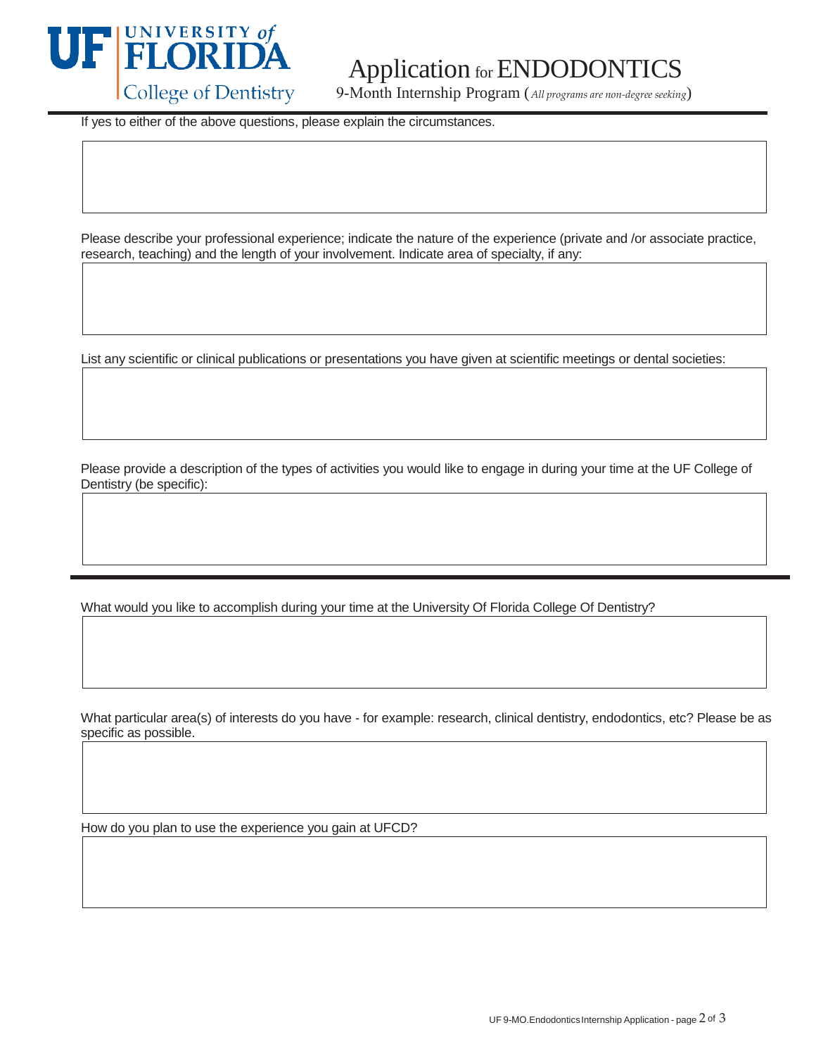If yes to either of the above questions, please explain the circumstances.

Please describe your professional experience; indicate the nature of the experience (private and /or associate practice, research, teaching) and the length of your involvement. Indicate area of specialty, if any:

List any scientific or clinical publications or presentations you have given at scientific meetings or dental societies:

Please provide a description of the types of activities you would like to engage in during your time at the UF College of Dentistry (be specific):

What would you like to accomplish during your time at the University Of Florida College Of Dentistry?

What particular area(s) of interests do you have - for example: research, clinical dentistry, endodontics, etc? Please be as specific as possible.

How do you plan to use the experience you gain at UFCD?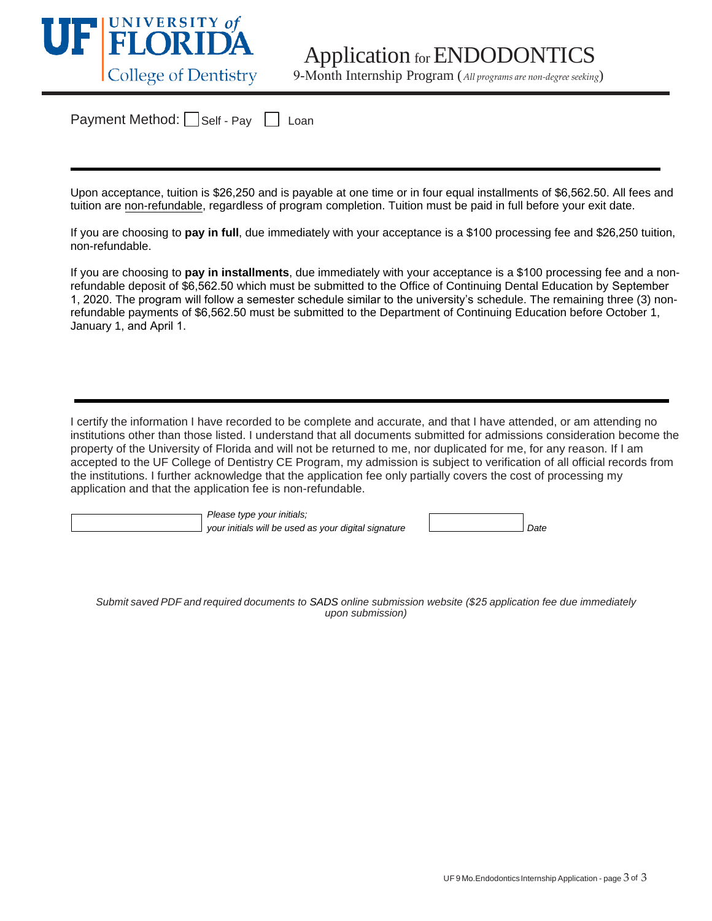UF UNIVERSITY of FLORIDA
College of Dentistry

# Application for ENDODONTICS

9-Month Internship Program (*All programs are non-degree seeking*)

Payment Method: ☐ Self - Pay ☐ Loan

---

Upon acceptance, tuition is $26,250 and is payable at one time or in four equal installments of $6,562.50. All fees and tuition are non-refundable, regardless of program completion. Tuition must be paid in full before your exit date.

If you are choosing to **pay in full**, due immediately with your acceptance is a $100 processing fee and $26,250 tuition, non-refundable.

If you are choosing to **pay in installments**, due immediately with your acceptance is a $100 processing fee and a non-refundable deposit of $6,562.50 which must be submitted to the Office of Continuing Dental Education by September 1, 2020. The program will follow a semester schedule similar to the university's schedule. The remaining three (3) non-refundable payments of $6,562.50 must be submitted to the Department of Continuing Education before October 1, January 1, and April 1.

---

I certify the information I have recorded to be complete and accurate, and that I have attended, or am attending no institutions other than those listed. I understand that all documents submitted for admissions consideration become the property of the University of Florida and will not be returned to me, nor duplicated for me, for any reason. If I am accepted to the UF College of Dentistry CE Program, my admission is subject to verification of all official records from the institutions. I further acknowledge that the application fee only partially covers the cost of processing my application and that the application fee is non-refundable.

\_\_\_\_\_\_\_\_\_\_\_\_\_\_\_\_ *Please type your initials; your initials will be used as your digital signature*

\_\_\_\_\_\_\_\_\_\_\_\_\_\_\_\_ *Date*

*Submit saved PDF and required documents to SADS online submission website ($25 application fee due immediately upon submission)*